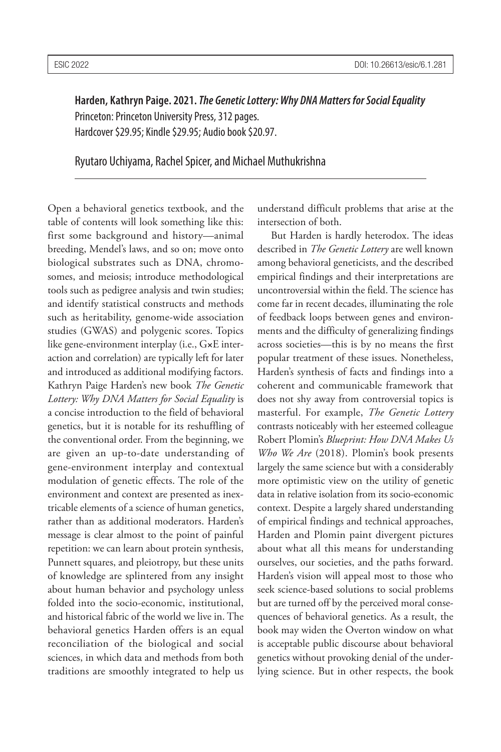**Harden, Kathryn Paige. 2021. *The Genetic Lottery: Why DNA Matters for Social Equality***
Princeton: Princeton University Press, 312 pages.
Hardcover $29.95; Kindle $29.95; Audio book $20.97.

Ryutaro Uchiyama, Rachel Spicer, and Michael Muthukrishna

---

Open a behavioral genetics textbook, and the table of contents will look something like this: first some background and history—animal breeding, Mendel's laws, and so on; move onto biological substrates such as DNA, chromosomes, and meiosis; introduce methodological tools such as pedigree analysis and twin studies; and identify statistical constructs and methods such as heritability, genome-wide association studies (GWAS) and polygenic scores. Topics like gene-environment interplay (i.e., G×E interaction and correlation) are typically left for later and introduced as additional modifying factors. Kathryn Paige Harden's new book *The Genetic Lottery: Why DNA Matters for Social Equality* is a concise introduction to the field of behavioral genetics, but it is notable for its reshuffling of the conventional order. From the beginning, we are given an up-to-date understanding of gene-environment interplay and contextual modulation of genetic effects. The role of the environment and context are presented as inextricable elements of a science of human genetics, rather than as additional moderators. Harden's message is clear almost to the point of painful repetition: we can learn about protein synthesis, Punnett squares, and pleiotropy, but these units of knowledge are splintered from any insight about human behavior and psychology unless folded into the socio-economic, institutional, and historical fabric of the world we live in. The behavioral genetics Harden offers is an equal reconciliation of the biological and social sciences, in which data and methods from both traditions are smoothly integrated to help us understand difficult problems that arise at the intersection of both.

But Harden is hardly heterodox. The ideas described in *The Genetic Lottery* are well known among behavioral geneticists, and the described empirical findings and their interpretations are uncontroversial within the field. The science has come far in recent decades, illuminating the role of feedback loops between genes and environments and the difficulty of generalizing findings across societies—this is by no means the first popular treatment of these issues. Nonetheless, Harden's synthesis of facts and findings into a coherent and communicable framework that does not shy away from controversial topics is masterful. For example, *The Genetic Lottery* contrasts noticeably with her esteemed colleague Robert Plomin's *Blueprint: How DNA Makes Us Who We Are* (2018). Plomin's book presents largely the same science but with a considerably more optimistic view on the utility of genetic data in relative isolation from its socio-economic context. Despite a largely shared understanding of empirical findings and technical approaches, Harden and Plomin paint divergent pictures about what all this means for understanding ourselves, our societies, and the paths forward. Harden's vision will appeal most to those who seek science-based solutions to social problems but are turned off by the perceived moral consequences of behavioral genetics. As a result, the book may widen the Overton window on what is acceptable public discourse about behavioral genetics without provoking denial of the underlying science. But in other respects, the book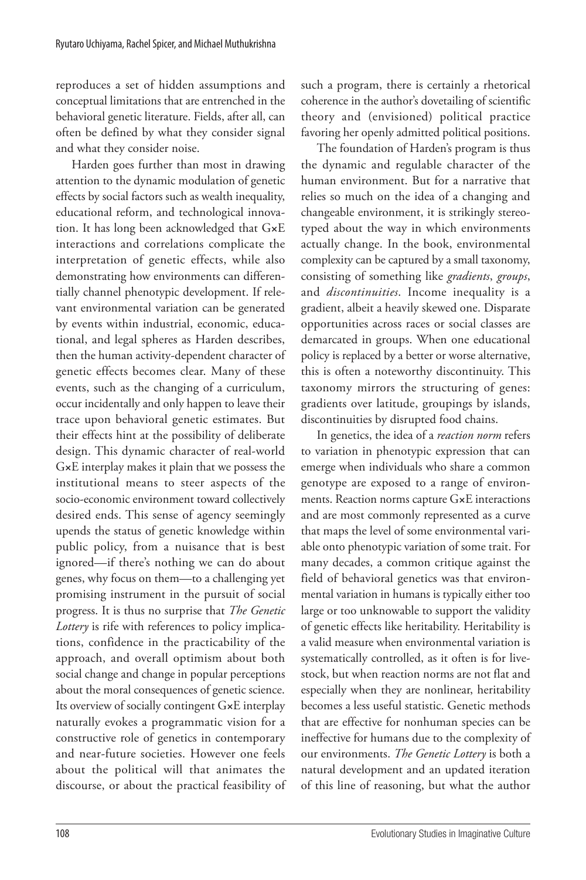reproduces a set of hidden assumptions and conceptual limitations that are entrenched in the behavioral genetic literature. Fields, after all, can often be defined by what they consider signal and what they consider noise.

Harden goes further than most in drawing attention to the dynamic modulation of genetic effects by social factors such as wealth inequality, educational reform, and technological innovation. It has long been acknowledged that G×E interactions and correlations complicate the interpretation of genetic effects, while also demonstrating how environments can differentially channel phenotypic development. If relevant environmental variation can be generated by events within industrial, economic, educational, and legal spheres as Harden describes, then the human activity-dependent character of genetic effects becomes clear. Many of these events, such as the changing of a curriculum, occur incidentally and only happen to leave their trace upon behavioral genetic estimates. But their effects hint at the possibility of deliberate design. This dynamic character of real-world G×E interplay makes it plain that we possess the institutional means to steer aspects of the socio-economic environment toward collectively desired ends. This sense of agency seemingly upends the status of genetic knowledge within public policy, from a nuisance that is best ignored—if there's nothing we can do about genes, why focus on them—to a challenging yet promising instrument in the pursuit of social progress. It is thus no surprise that *The Genetic Lottery* is rife with references to policy implications, confidence in the practicability of the approach, and overall optimism about both social change and change in popular perceptions about the moral consequences of genetic science. Its overview of socially contingent G×E interplay naturally evokes a programmatic vision for a constructive role of genetics in contemporary and near-future societies. However one feels about the political will that animates the discourse, or about the practical feasibility of such a program, there is certainly a rhetorical coherence in the author's dovetailing of scientific theory and (envisioned) political practice favoring her openly admitted political positions.

The foundation of Harden's program is thus the dynamic and regulable character of the human environment. But for a narrative that relies so much on the idea of a changing and changeable environment, it is strikingly stereotyped about the way in which environments actually change. In the book, environmental complexity can be captured by a small taxonomy, consisting of something like *gradients*, *groups*, and *discontinuities*. Income inequality is a gradient, albeit a heavily skewed one. Disparate opportunities across races or social classes are demarcated in groups. When one educational policy is replaced by a better or worse alternative, this is often a noteworthy discontinuity. This taxonomy mirrors the structuring of genes: gradients over latitude, groupings by islands, discontinuities by disrupted food chains.

In genetics, the idea of a *reaction norm* refers to variation in phenotypic expression that can emerge when individuals who share a common genotype are exposed to a range of environments. Reaction norms capture G×E interactions and are most commonly represented as a curve that maps the level of some environmental variable onto phenotypic variation of some trait. For many decades, a common critique against the field of behavioral genetics was that environmental variation in humans is typically either too large or too unknowable to support the validity of genetic effects like heritability. Heritability is a valid measure when environmental variation is systematically controlled, as it often is for livestock, but when reaction norms are not flat and especially when they are nonlinear, heritability becomes a less useful statistic. Genetic methods that are effective for nonhuman species can be ineffective for humans due to the complexity of our environments. *The Genetic Lottery* is both a natural development and an updated iteration of this line of reasoning, but what the author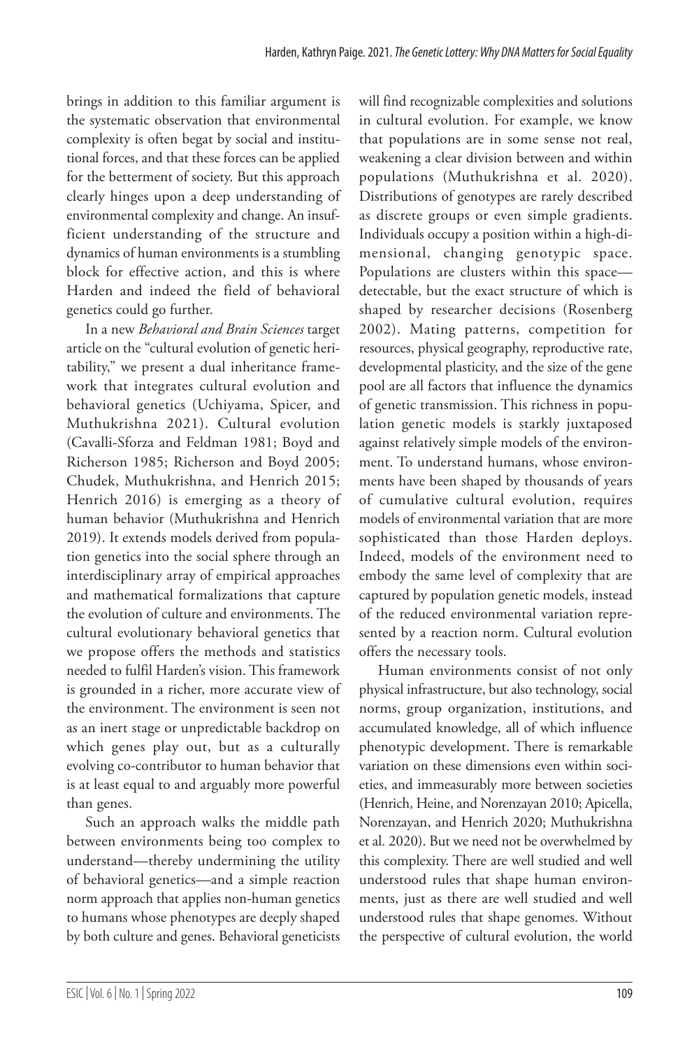brings in addition to this familiar argument is the systematic observation that environmental complexity is often begat by social and institutional forces, and that these forces can be applied for the betterment of society. But this approach clearly hinges upon a deep understanding of environmental complexity and change. An insufficient understanding of the structure and dynamics of human environments is a stumbling block for effective action, and this is where Harden and indeed the field of behavioral genetics could go further.

In a new *Behavioral and Brain Sciences* target article on the "cultural evolution of genetic heritability," we present a dual inheritance framework that integrates cultural evolution and behavioral genetics (Uchiyama, Spicer, and Muthukrishna 2021). Cultural evolution (Cavalli-Sforza and Feldman 1981; Boyd and Richerson 1985; Richerson and Boyd 2005; Chudek, Muthukrishna, and Henrich 2015; Henrich 2016) is emerging as a theory of human behavior (Muthukrishna and Henrich 2019). It extends models derived from population genetics into the social sphere through an interdisciplinary array of empirical approaches and mathematical formalizations that capture the evolution of culture and environments. The cultural evolutionary behavioral genetics that we propose offers the methods and statistics needed to fulfil Harden's vision. This framework is grounded in a richer, more accurate view of the environment. The environment is seen not as an inert stage or unpredictable backdrop on which genes play out, but as a culturally evolving co-contributor to human behavior that is at least equal to and arguably more powerful than genes.

Such an approach walks the middle path between environments being too complex to understand—thereby undermining the utility of behavioral genetics—and a simple reaction norm approach that applies non-human genetics to humans whose phenotypes are deeply shaped by both culture and genes. Behavioral geneticists will find recognizable complexities and solutions in cultural evolution. For example, we know that populations are in some sense not real, weakening a clear division between and within populations (Muthukrishna et al. 2020). Distributions of genotypes are rarely described as discrete groups or even simple gradients. Individuals occupy a position within a high-dimensional, changing genotypic space. Populations are clusters within this space—detectable, but the exact structure of which is shaped by researcher decisions (Rosenberg 2002). Mating patterns, competition for resources, physical geography, reproductive rate, developmental plasticity, and the size of the gene pool are all factors that influence the dynamics of genetic transmission. This richness in population genetic models is starkly juxtaposed against relatively simple models of the environment. To understand humans, whose environments have been shaped by thousands of years of cumulative cultural evolution, requires models of environmental variation that are more sophisticated than those Harden deploys. Indeed, models of the environment need to embody the same level of complexity that are captured by population genetic models, instead of the reduced environmental variation represented by a reaction norm. Cultural evolution offers the necessary tools.

Human environments consist of not only physical infrastructure, but also technology, social norms, group organization, institutions, and accumulated knowledge, all of which influence phenotypic development. There is remarkable variation on these dimensions even within societies, and immeasurably more between societies (Henrich, Heine, and Norenzayan 2010; Apicella, Norenzayan, and Henrich 2020; Muthukrishna et al. 2020). But we need not be overwhelmed by this complexity. There are well studied and well understood rules that shape human environments, just as there are well studied and well understood rules that shape genomes. Without the perspective of cultural evolution, the world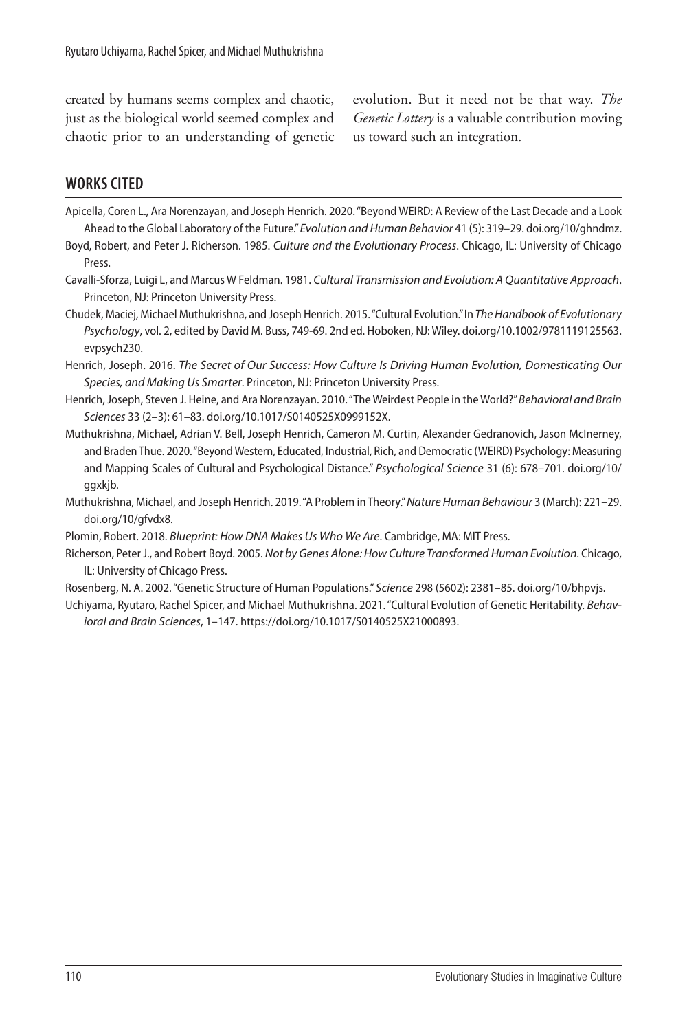created by humans seems complex and chaotic, just as the biological world seemed complex and chaotic prior to an understanding of genetic evolution. But it need not be that way. *The Genetic Lottery* is a valuable contribution moving us toward such an integration.

## WORKS CITED

Apicella, Coren L., Ara Norenzayan, and Joseph Henrich. 2020. "Beyond WEIRD: A Review of the Last Decade and a Look Ahead to the Global Laboratory of the Future." *Evolution and Human Behavior* 41 (5): 319–29. doi.org/10/ghndmz.

Boyd, Robert, and Peter J. Richerson. 1985. *Culture and the Evolutionary Process*. Chicago, IL: University of Chicago Press.

Cavalli-Sforza, Luigi L, and Marcus W Feldman. 1981. *Cultural Transmission and Evolution: A Quantitative Approach*. Princeton, NJ: Princeton University Press.

Chudek, Maciej, Michael Muthukrishna, and Joseph Henrich. 2015. "Cultural Evolution." In *The Handbook of Evolutionary Psychology*, vol. 2, edited by David M. Buss, 749-69. 2nd ed. Hoboken, NJ: Wiley. doi.org/10.1002/9781119125563.evpsych230.

Henrich, Joseph. 2016. *The Secret of Our Success: How Culture Is Driving Human Evolution, Domesticating Our Species, and Making Us Smarter*. Princeton, NJ: Princeton University Press.

Henrich, Joseph, Steven J. Heine, and Ara Norenzayan. 2010. "The Weirdest People in the World?" *Behavioral and Brain Sciences* 33 (2–3): 61–83. doi.org/10.1017/S0140525X0999152X.

Muthukrishna, Michael, Adrian V. Bell, Joseph Henrich, Cameron M. Curtin, Alexander Gedranovich, Jason McInerney, and Braden Thue. 2020. "Beyond Western, Educated, Industrial, Rich, and Democratic (WEIRD) Psychology: Measuring and Mapping Scales of Cultural and Psychological Distance." *Psychological Science* 31 (6): 678–701. doi.org/10/ggxkjb.

Muthukrishna, Michael, and Joseph Henrich. 2019. "A Problem in Theory." *Nature Human Behaviour* 3 (March): 221–29. doi.org/10/gfvdx8.

Plomin, Robert. 2018. *Blueprint: How DNA Makes Us Who We Are*. Cambridge, MA: MIT Press.

Richerson, Peter J., and Robert Boyd. 2005. *Not by Genes Alone: How Culture Transformed Human Evolution*. Chicago, IL: University of Chicago Press.

Rosenberg, N. A. 2002. "Genetic Structure of Human Populations." *Science* 298 (5602): 2381–85. doi.org/10/bhpvjs.

Uchiyama, Ryutaro, Rachel Spicer, and Michael Muthukrishna. 2021. "Cultural Evolution of Genetic Heritability. *Behavioral and Brain Sciences*, 1–147. https://doi.org/10.1017/S0140525X21000893.